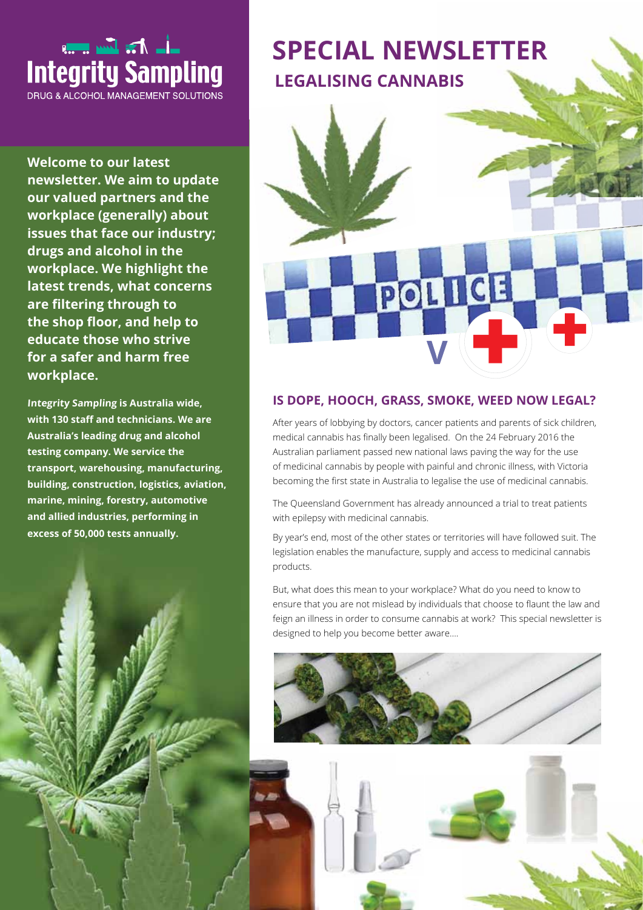**Integrity Sampling**

DRUG & ALCOHOL MANAGEMENT SOLUTIONS

# SPECIAL NEWSLETTER

## LEGALISING CANNABIS

**Welcome to our latest newsletter. We aim to update our valued partners and the workplace (generally) about issues that face our industry; drugs and alcohol in the workplace. We highlight the latest trends, what concerns are filtering through to the shop floor, and help to educate those who strive for a safer and harm free workplace.**

***Integrity Sampling* is Australia wide, with 130 staff and technicians. We are Australia's leading drug and alcohol testing company. We service the transport, warehousing, manufacturing, building, construction, logistics, aviation, marine, mining, forestry, automotive and allied industries, performing in excess of 50,000 tests annually.**

### IS DOPE, HOOCH, GRASS, SMOKE, WEED NOW LEGAL?

After years of lobbying by doctors, cancer patients and parents of sick children, medical cannabis has finally been legalised. On the 24 February 2016 the Australian parliament passed new national laws paving the way for the use of medicinal cannabis by people with painful and chronic illness, with Victoria becoming the first state in Australia to legalise the use of medicinal cannabis.

The Queensland Government has already announced a trial to treat patients with epilepsy with medicinal cannabis.

By year's end, most of the other states or territories will have followed suit. The legislation enables the manufacture, supply and access to medicinal cannabis products.

But, what does this mean to your workplace? What do you need to know to ensure that you are not mislead by individuals that choose to flaunt the law and feign an illness in order to consume cannabis at work? This special newsletter is designed to help you become better aware....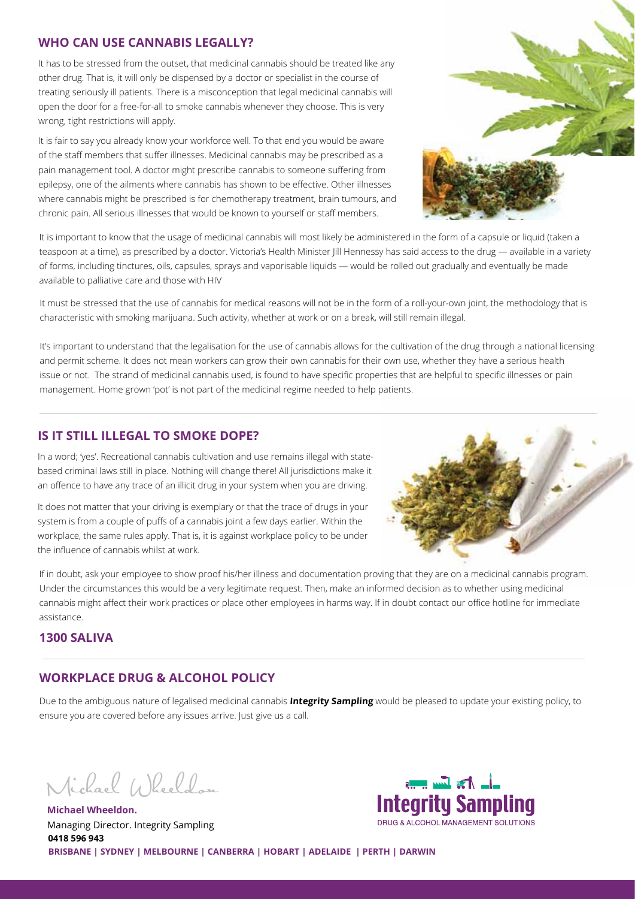## WHO CAN USE CANNABIS LEGALLY?

It has to be stressed from the outset, that medicinal cannabis should be treated like any other drug. That is, it will only be dispensed by a doctor or specialist in the course of treating seriously ill patients. There is a misconception that legal medicinal cannabis will open the door for a free-for-all to smoke cannabis whenever they choose. This is very wrong, tight restrictions will apply.

It is fair to say you already know your workforce well. To that end you would be aware of the staff members that suffer illnesses. Medicinal cannabis may be prescribed as a pain management tool. A doctor might prescribe cannabis to someone suffering from epilepsy, one of the ailments where cannabis has shown to be effective. Other illnesses where cannabis might be prescribed is for chemotherapy treatment, brain tumours, and chronic pain. All serious illnesses that would be known to yourself or staff members.

It is important to know that the usage of medicinal cannabis will most likely be administered in the form of a capsule or liquid (taken a teaspoon at a time), as prescribed by a doctor. Victoria's Health Minister Jill Hennessy has said access to the drug — available in a variety of forms, including tinctures, oils, capsules, sprays and vaporisable liquids — would be rolled out gradually and eventually be made available to palliative care and those with HIV

It must be stressed that the use of cannabis for medical reasons will not be in the form of a roll-your-own joint, the methodology that is characteristic with smoking marijuana. Such activity, whether at work or on a break, will still remain illegal.

It's important to understand that the legalisation for the use of cannabis allows for the cultivation of the drug through a national licensing and permit scheme. It does not mean workers can grow their own cannabis for their own use, whether they have a serious health issue or not. The strand of medicinal cannabis used, is found to have specific properties that are helpful to specific illnesses or pain management. Home grown 'pot' is not part of the medicinal regime needed to help patients.

## IS IT STILL ILLEGAL TO SMOKE DOPE?

In a word; 'yes'. Recreational cannabis cultivation and use remains illegal with state-based criminal laws still in place. Nothing will change there! All jurisdictions make it an offence to have any trace of an illicit drug in your system when you are driving.

It does not matter that your driving is exemplary or that the trace of drugs in your system is from a couple of puffs of a cannabis joint a few days earlier. Within the workplace, the same rules apply. That is, it is against workplace policy to be under the influence of cannabis whilst at work.

If in doubt, ask your employee to show proof his/her illness and documentation proving that they are on a medicinal cannabis program. Under the circumstances this would be a very legitimate request. Then, make an informed decision as to whether using medicinal cannabis might affect their work practices or place other employees in harms way. If in doubt contact our office hotline for immediate assistance.

**1300 SALIVA**

## WORKPLACE DRUG & ALCOHOL POLICY

Due to the ambiguous nature of legalised medicinal cannabis ***Integrity Sampling*** would be pleased to update your existing policy, to ensure you are covered before any issues arrive. Just give us a call.

Michael Wheeldon

**Michael Wheeldon.**
Managing Director. Integrity Sampling
**0418 596 943**

**BRISBANE | SYDNEY | MELBOURNE | CANBERRA | HOBART | ADELAIDE | PERTH | DARWIN**

**Integrity Sampling**
DRUG & ALCOHOL MANAGEMENT SOLUTIONS